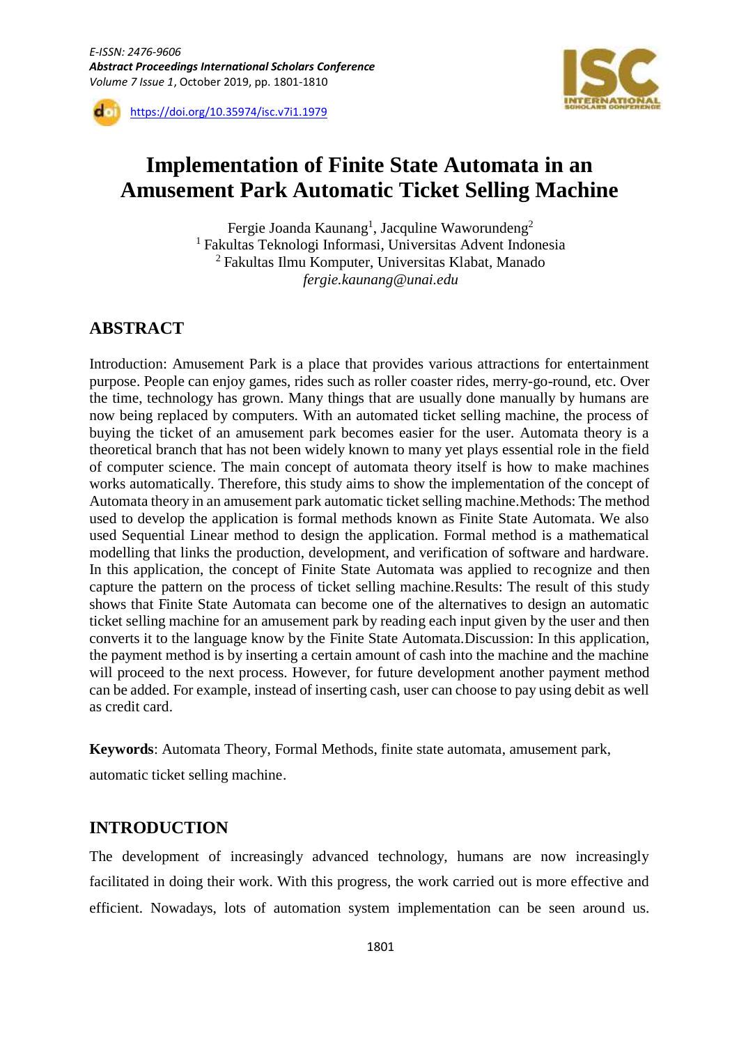# Implementation of Finite State Automata in an Amusement Park Automatic Ticket Selling Machine

Fergie Joanda Kaunang[1], Jacquline Waworundeng[2]

[1] Fakultas Teknologi Informasi, Universitas Advent Indonesia

[2] Fakultas Ilmu Komputer, Universitas Klabat, Manado

*fergie.kaunang@unai.edu*

## ABSTRACT

Introduction: Amusement Park is a place that provides various attractions for entertainment purpose. People can enjoy games, rides such as roller coaster rides, merry-go-round, etc. Over the time, technology has grown. Many things that are usually done manually by humans are now being replaced by computers. With an automated ticket selling machine, the process of buying the ticket of an amusement park becomes easier for the user. Automata theory is a theoretical branch that has not been widely known to many yet plays essential role in the field of computer science. The main concept of automata theory itself is how to make machines works automatically. Therefore, this study aims to show the implementation of the concept of Automata theory in an amusement park automatic ticket selling machine.Methods: The method used to develop the application is formal methods known as Finite State Automata. We also used Sequential Linear method to design the application. Formal method is a mathematical modelling that links the production, development, and verification of software and hardware. In this application, the concept of Finite State Automata was applied to recognize and then capture the pattern on the process of ticket selling machine.Results: The result of this study shows that Finite State Automata can become one of the alternatives to design an automatic ticket selling machine for an amusement park by reading each input given by the user and then converts it to the language know by the Finite State Automata.Discussion: In this application, the payment method is by inserting a certain amount of cash into the machine and the machine will proceed to the next process. However, for future development another payment method can be added. For example, instead of inserting cash, user can choose to pay using debit as well as credit card.

**Keywords**: Automata Theory, Formal Methods, finite state automata, amusement park, automatic ticket selling machine.

## INTRODUCTION

The development of increasingly advanced technology, humans are now increasingly facilitated in doing their work. With this progress, the work carried out is more effective and efficient. Nowadays, lots of automation system implementation can be seen around us.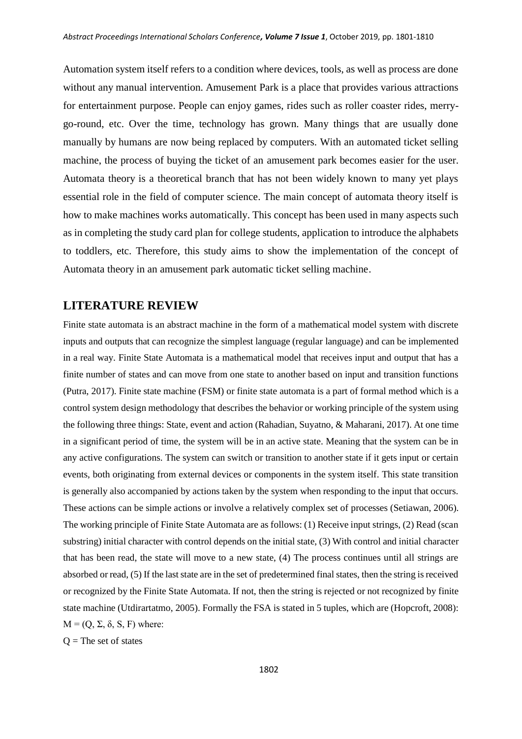Automation system itself refers to a condition where devices, tools, as well as process are done without any manual intervention. Amusement Park is a place that provides various attractions for entertainment purpose. People can enjoy games, rides such as roller coaster rides, merry-go-round, etc. Over the time, technology has grown. Many things that are usually done manually by humans are now being replaced by computers. With an automated ticket selling machine, the process of buying the ticket of an amusement park becomes easier for the user. Automata theory is a theoretical branch that has not been widely known to many yet plays essential role in the field of computer science. The main concept of automata theory itself is how to make machines works automatically. This concept has been used in many aspects such as in completing the study card plan for college students, application to introduce the alphabets to toddlers, etc. Therefore, this study aims to show the implementation of the concept of Automata theory in an amusement park automatic ticket selling machine.

## LITERATURE REVIEW

Finite state automata is an abstract machine in the form of a mathematical model system with discrete inputs and outputs that can recognize the simplest language (regular language) and can be implemented in a real way. Finite State Automata is a mathematical model that receives input and output that has a finite number of states and can move from one state to another based on input and transition functions (Putra, 2017). Finite state machine (FSM) or finite state automata is a part of formal method which is a control system design methodology that describes the behavior or working principle of the system using the following three things: State, event and action (Rahadian, Suyatno, & Maharani, 2017). At one time in a significant period of time, the system will be in an active state. Meaning that the system can be in any active configurations. The system can switch or transition to another state if it gets input or certain events, both originating from external devices or components in the system itself. This state transition is generally also accompanied by actions taken by the system when responding to the input that occurs. These actions can be simple actions or involve a relatively complex set of processes (Setiawan, 2006). The working principle of Finite State Automata are as follows: (1) Receive input strings, (2) Read (scan substring) initial character with control depends on the initial state, (3) With control and initial character that has been read, the state will move to a new state, (4) The process continues until all strings are absorbed or read, (5) If the last state are in the set of predetermined final states, then the string is received or recognized by the Finite State Automata. If not, then the string is rejected or not recognized by finite state machine (Utdirartatmo, 2005). Formally the FSA is stated in 5 tuples, which are (Hopcroft, 2008): $M = (Q, \Sigma, \delta, S, F)$ where:

$Q$ = The set of states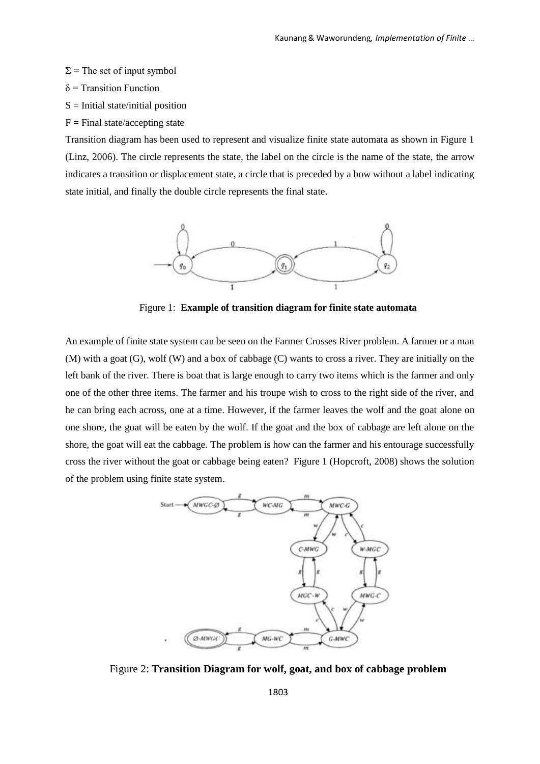$\Sigma$ = The set of input symbol

$\delta$ = Transition Function

S = Initial state/initial position

F = Final state/accepting state

Transition diagram has been used to represent and visualize finite state automata as shown in Figure 1 (Linz, 2006). The circle represents the state, the label on the circle is the name of the state, the arrow indicates a transition or displacement state, a circle that is preceded by a bow without a label indicating state initial, and finally the double circle represents the final state.

Figure 1: **Example of transition diagram for finite state automata**

An example of finite state system can be seen on the Farmer Crosses River problem. A farmer or a man (M) with a goat (G), wolf (W) and a box of cabbage (C) wants to cross a river. They are initially on the left bank of the river. There is boat that is large enough to carry two items which is the farmer and only one of the other three items. The farmer and his troupe wish to cross to the right side of the river, and he can bring each across, one at a time. However, if the farmer leaves the wolf and the goat alone on one shore, the goat will be eaten by the wolf. If the goat and the box of cabbage are left alone on the shore, the goat will eat the cabbage. The problem is how can the farmer and his entourage successfully cross the river without the goat or cabbage being eaten? Figure 1 (Hopcroft, 2008) shows the solution of the problem using finite state system.

Figure 2: **Transition Diagram for wolf, goat, and box of cabbage problem**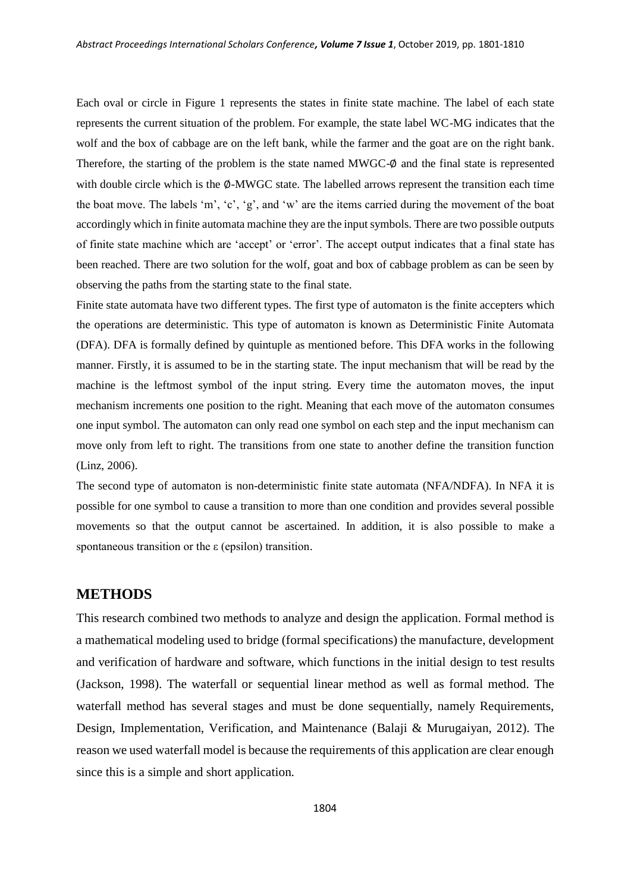Each oval or circle in Figure 1 represents the states in finite state machine. The label of each state represents the current situation of the problem. For example, the state label WC-MG indicates that the wolf and the box of cabbage are on the left bank, while the farmer and the goat are on the right bank. Therefore, the starting of the problem is the state named MWGC-∅ and the final state is represented with double circle which is the ∅-MWGC state. The labelled arrows represent the transition each time the boat move. The labels 'm', 'c', 'g', and 'w' are the items carried during the movement of the boat accordingly which in finite automata machine they are the input symbols. There are two possible outputs of finite state machine which are 'accept' or 'error'. The accept output indicates that a final state has been reached. There are two solution for the wolf, goat and box of cabbage problem as can be seen by observing the paths from the starting state to the final state.

Finite state automata have two different types. The first type of automaton is the finite accepters which the operations are deterministic. This type of automaton is known as Deterministic Finite Automata (DFA). DFA is formally defined by quintuple as mentioned before. This DFA works in the following manner. Firstly, it is assumed to be in the starting state. The input mechanism that will be read by the machine is the leftmost symbol of the input string. Every time the automaton moves, the input mechanism increments one position to the right. Meaning that each move of the automaton consumes one input symbol. The automaton can only read one symbol on each step and the input mechanism can move only from left to right. The transitions from one state to another define the transition function (Linz, 2006).

The second type of automaton is non-deterministic finite state automata (NFA/NDFA). In NFA it is possible for one symbol to cause a transition to more than one condition and provides several possible movements so that the output cannot be ascertained. In addition, it is also possible to make a spontaneous transition or the ε (epsilon) transition.

## METHODS

This research combined two methods to analyze and design the application. Formal method is a mathematical modeling used to bridge (formal specifications) the manufacture, development and verification of hardware and software, which functions in the initial design to test results (Jackson, 1998). The waterfall or sequential linear method as well as formal method. The waterfall method has several stages and must be done sequentially, namely Requirements, Design, Implementation, Verification, and Maintenance (Balaji & Murugaiyan, 2012). The reason we used waterfall model is because the requirements of this application are clear enough since this is a simple and short application.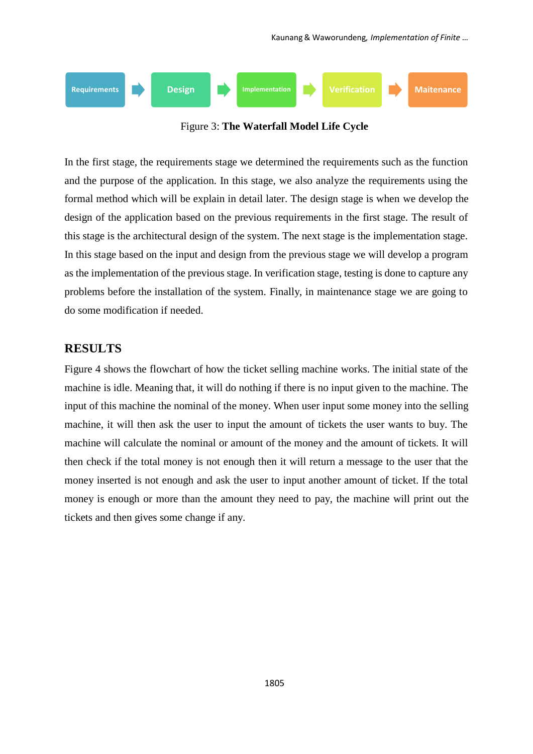Requirements → Design → Implementation → Verification → Maitenance

Figure 3: **The Waterfall Model Life Cycle**

In the first stage, the requirements stage we determined the requirements such as the function and the purpose of the application. In this stage, we also analyze the requirements using the formal method which will be explain in detail later. The design stage is when we develop the design of the application based on the previous requirements in the first stage. The result of this stage is the architectural design of the system. The next stage is the implementation stage. In this stage based on the input and design from the previous stage we will develop a program as the implementation of the previous stage. In verification stage, testing is done to capture any problems before the installation of the system. Finally, in maintenance stage we are going to do some modification if needed.

## RESULTS

Figure 4 shows the flowchart of how the ticket selling machine works. The initial state of the machine is idle. Meaning that, it will do nothing if there is no input given to the machine. The input of this machine the nominal of the money. When user input some money into the selling machine, it will then ask the user to input the amount of tickets the user wants to buy. The machine will calculate the nominal or amount of the money and the amount of tickets. It will then check if the total money is not enough then it will return a message to the user that the money inserted is not enough and ask the user to input another amount of ticket. If the total money is enough or more than the amount they need to pay, the machine will print out the tickets and then gives some change if any.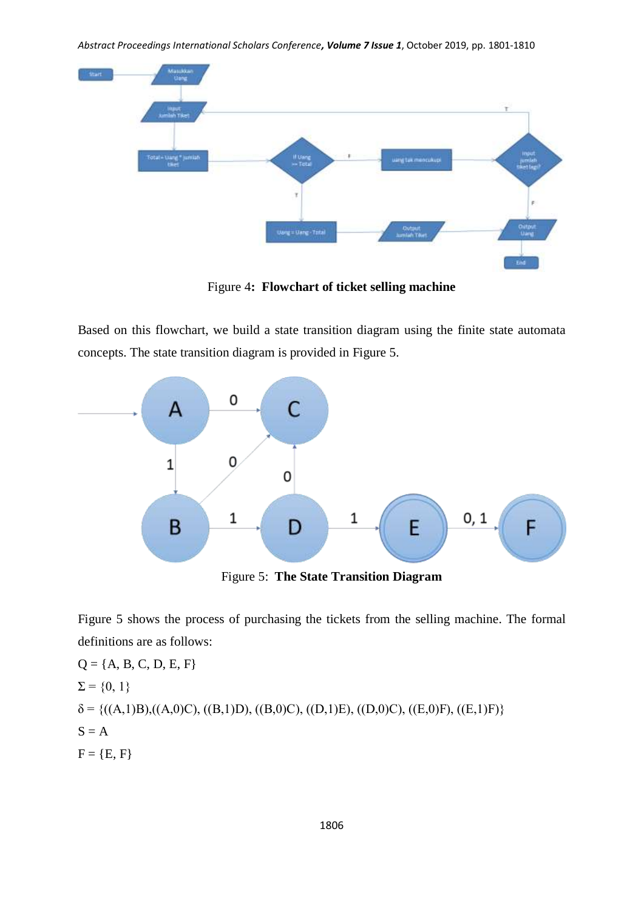Figure 4**: Flowchart of ticket selling machine**

Based on this flowchart, we build a state transition diagram using the finite state automata concepts. The state transition diagram is provided in Figure 5.

Figure 5: **The State Transition Diagram**

Figure 5 shows the process of purchasing the tickets from the selling machine. The formal definitions are as follows:

Q = {A, B, C, D, E, F}

Σ = {0, 1}

δ = {((A,1)B),((A,0)C), ((B,1)D), ((B,0)C), ((D,1)E), ((D,0)C), ((E,0)F), ((E,1)F)}

S = A

F = {E, F}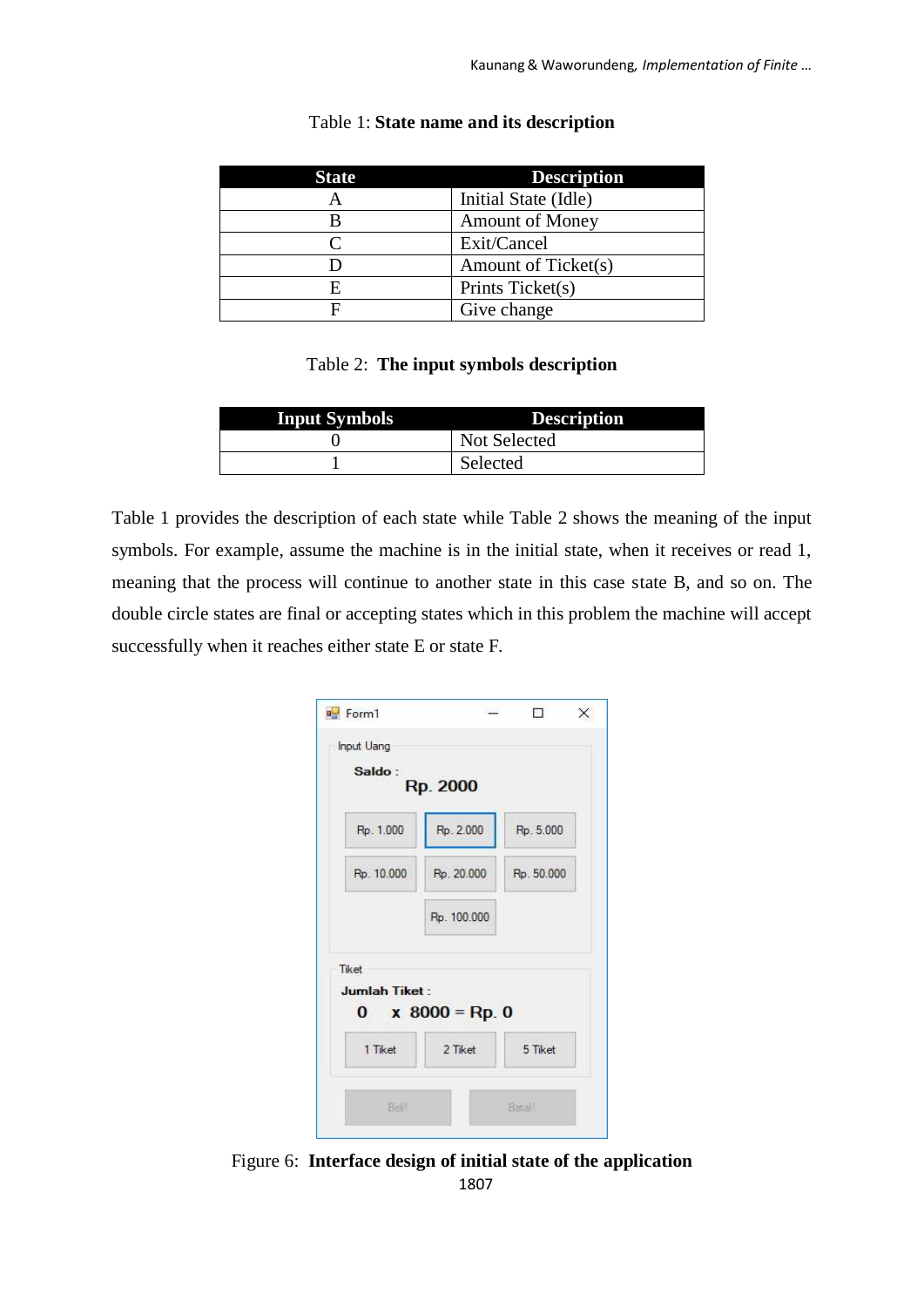Table 1: **State name and its description**

| State | Description |
| --- | --- |
| A | Initial State (Idle) |
| B | Amount of Money |
| C | Exit/Cancel |
| D | Amount of Ticket(s) |
| E | Prints Ticket(s) |
| F | Give change |

Table 2: **The input symbols description**

| Input Symbols | Description |
| --- | --- |
| 0 | Not Selected |
| 1 | Selected |

Table 1 provides the description of each state while Table 2 shows the meaning of the input symbols. For example, assume the machine is in the initial state, when it receives or read 1, meaning that the process will continue to another state in this case state B, and so on. The double circle states are final or accepting states which in this problem the machine will accept successfully when it reaches either state E or state F.

Figure 6: **Interface design of initial state of the application**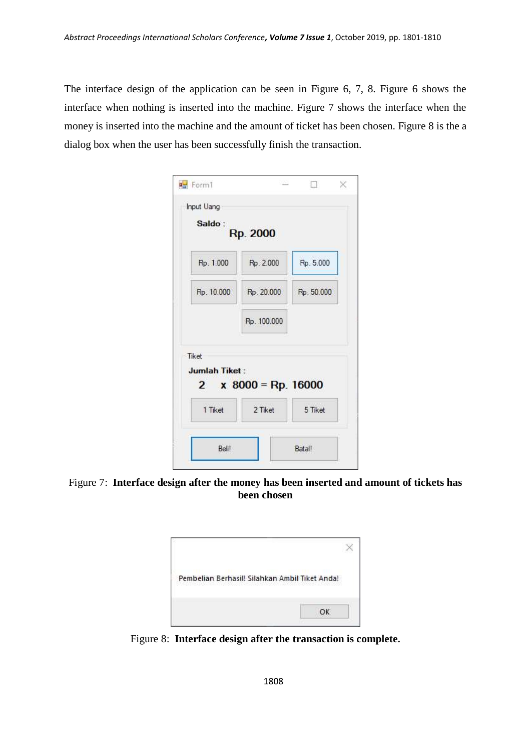The interface design of the application can be seen in Figure 6, 7, 8. Figure 6 shows the interface when nothing is inserted into the machine. Figure 7 shows the interface when the money is inserted into the machine and the amount of ticket has been chosen. Figure 8 is the a dialog box when the user has been successfully finish the transaction.

Figure 7: **Interface design after the money has been inserted and amount of tickets has been chosen**

Figure 8: **Interface design after the transaction is complete.**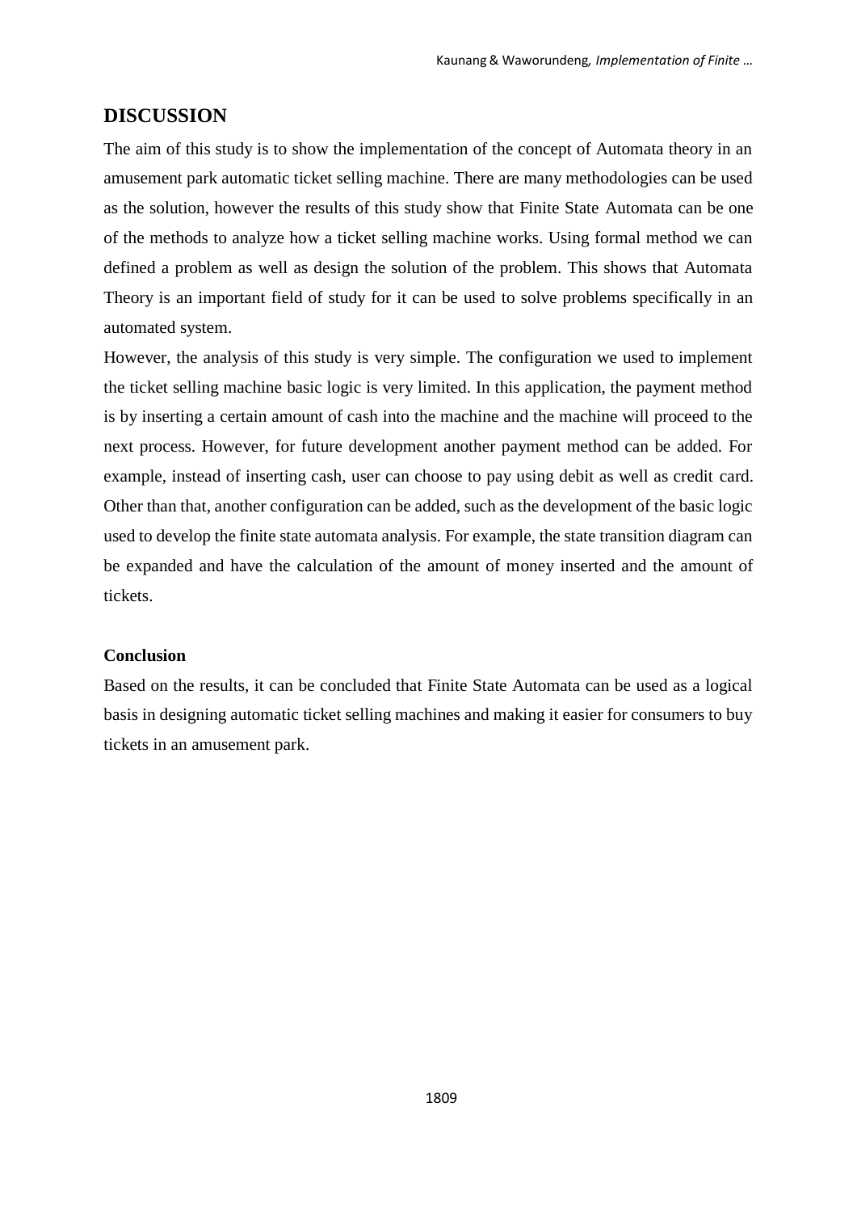## DISCUSSION

The aim of this study is to show the implementation of the concept of Automata theory in an amusement park automatic ticket selling machine. There are many methodologies can be used as the solution, however the results of this study show that Finite State Automata can be one of the methods to analyze how a ticket selling machine works. Using formal method we can defined a problem as well as design the solution of the problem. This shows that Automata Theory is an important field of study for it can be used to solve problems specifically in an automated system.

However, the analysis of this study is very simple. The configuration we used to implement the ticket selling machine basic logic is very limited. In this application, the payment method is by inserting a certain amount of cash into the machine and the machine will proceed to the next process. However, for future development another payment method can be added. For example, instead of inserting cash, user can choose to pay using debit as well as credit card. Other than that, another configuration can be added, such as the development of the basic logic used to develop the finite state automata analysis. For example, the state transition diagram can be expanded and have the calculation of the amount of money inserted and the amount of tickets.

### Conclusion

Based on the results, it can be concluded that Finite State Automata can be used as a logical basis in designing automatic ticket selling machines and making it easier for consumers to buy tickets in an amusement park.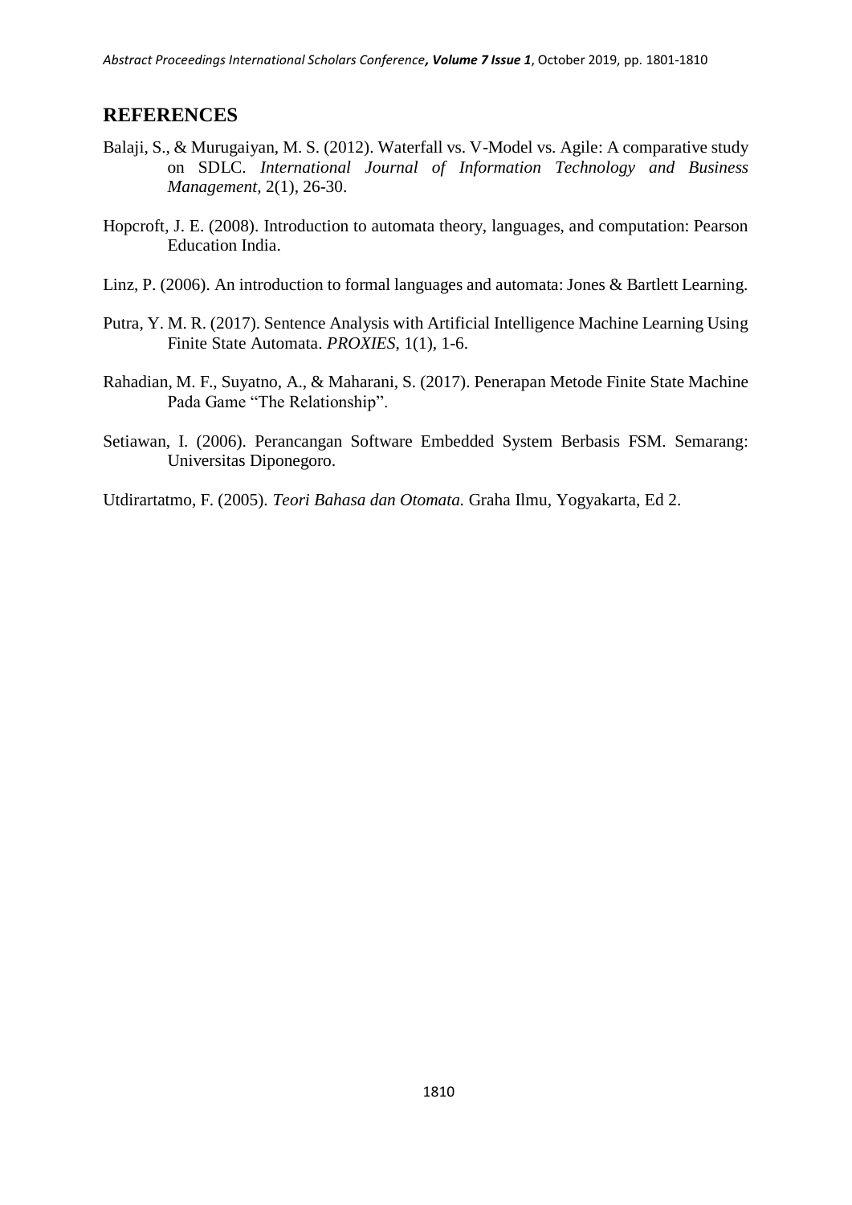## REFERENCES

Balaji, S., & Murugaiyan, M. S. (2012). Waterfall vs. V-Model vs. Agile: A comparative study on SDLC. *International Journal of Information Technology and Business Management*, 2(1), 26-30.

Hopcroft, J. E. (2008). Introduction to automata theory, languages, and computation: Pearson Education India.

Linz, P. (2006). An introduction to formal languages and automata: Jones & Bartlett Learning.

Putra, Y. M. R. (2017). Sentence Analysis with Artificial Intelligence Machine Learning Using Finite State Automata. *PROXIES*, 1(1), 1-6.

Rahadian, M. F., Suyatno, A., & Maharani, S. (2017). Penerapan Metode Finite State Machine Pada Game "The Relationship".

Setiawan, I. (2006). Perancangan Software Embedded System Berbasis FSM. Semarang: Universitas Diponegoro.

Utdirartatmo, F. (2005). *Teori Bahasa dan Otomata.* Graha Ilmu, Yogyakarta, Ed 2.